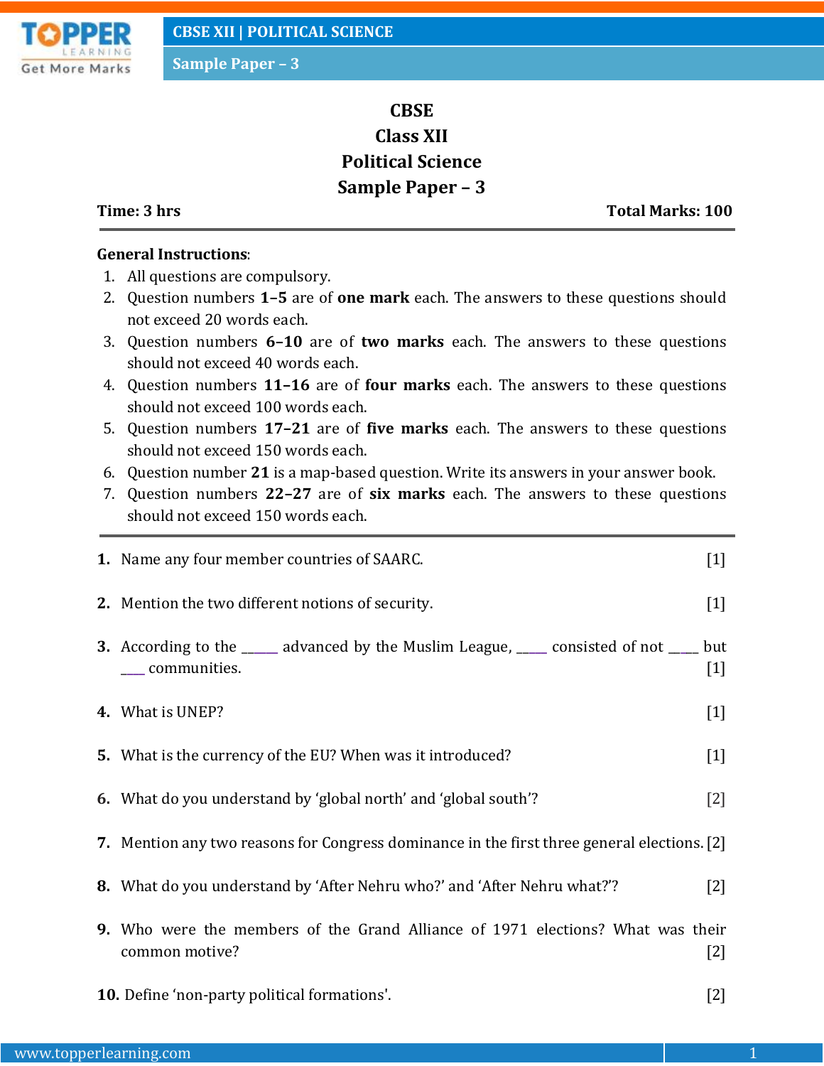# CBSE
# Class XII
# Political Science
# Sample Paper – 3

**Time: 3 hrs** **Total Marks: 100**

---

**General Instructions**:

1. All questions are compulsory.
2. Question numbers **1–5** are of **one mark** each. The answers to these questions should not exceed 20 words each.
3. Question numbers **6–10** are of **two marks** each. The answers to these questions should not exceed 40 words each.
4. Question numbers **11–16** are of **four marks** each. The answers to these questions should not exceed 100 words each.
5. Question numbers **17–21** are of **five marks** each. The answers to these questions should not exceed 150 words each.
6. Question number **21** is a map-based question. Write its answers in your answer book.
7. Question numbers **22–27** are of **six marks** each. The answers to these questions should not exceed 150 words each.

---

**1.** Name any four member countries of SAARC. [1]

**2.** Mention the two different notions of security. [1]

**3.** According to the _____ advanced by the Muslim League, ____ consisted of not ____ but ___ communities. [1]

**4.** What is UNEP? [1]

**5.** What is the currency of the EU? When was it introduced? [1]

**6.** What do you understand by 'global north' and 'global south'? [2]

**7.** Mention any two reasons for Congress dominance in the first three general elections. [2]

**8.** What do you understand by 'After Nehru who?' and 'After Nehru what?'? [2]

**9.** Who were the members of the Grand Alliance of 1971 elections? What was their common motive? [2]

**10.** Define 'non-party political formations'. [2]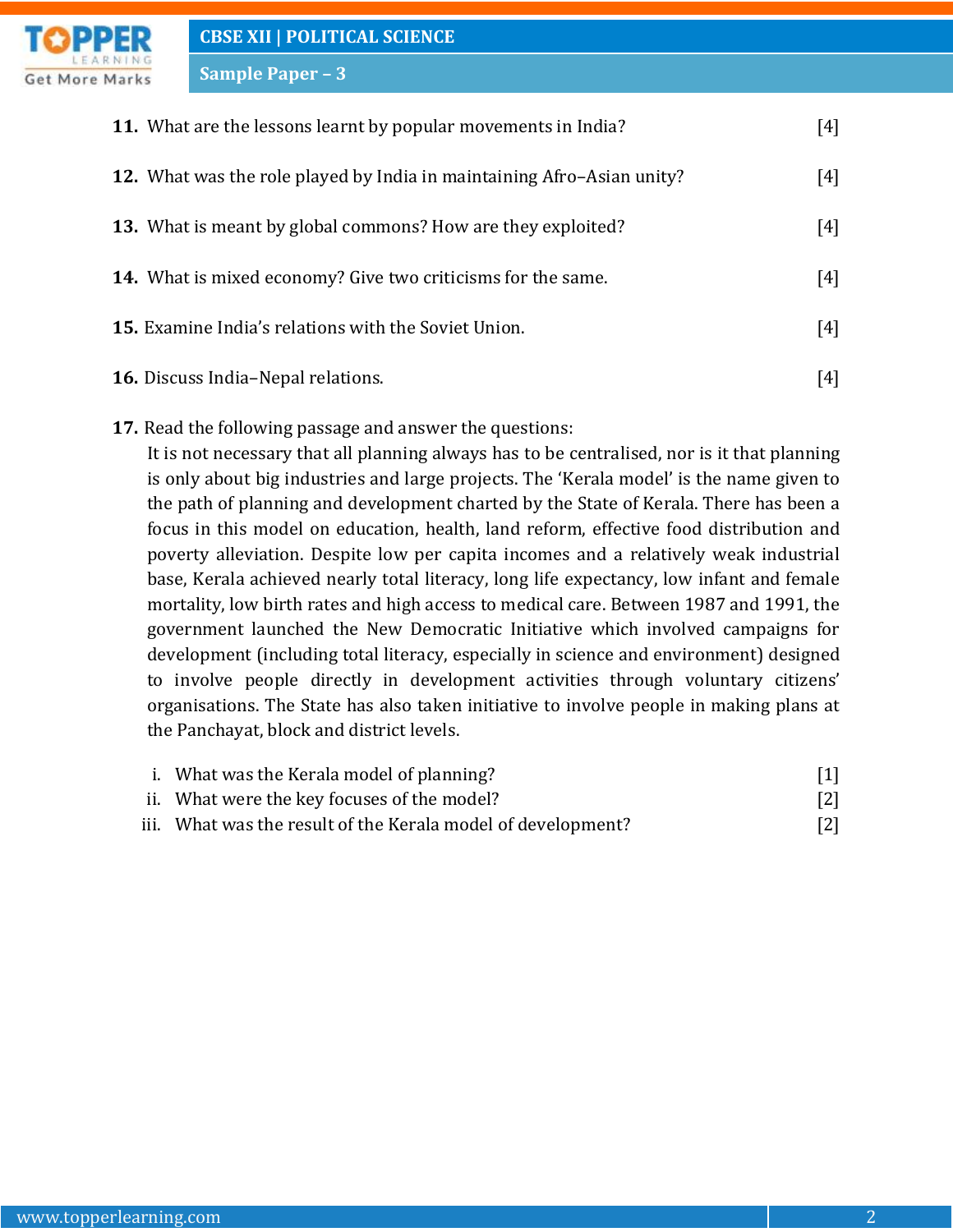11. What are the lessons learnt by popular movements in India? [4]

12. What was the role played by India in maintaining Afro–Asian unity? [4]

13. What is meant by global commons? How are they exploited? [4]

14. What is mixed economy? Give two criticisms for the same. [4]

15. Examine India's relations with the Soviet Union. [4]

16. Discuss India–Nepal relations. [4]

17. Read the following passage and answer the questions:

It is not necessary that all planning always has to be centralised, nor is it that planning is only about big industries and large projects. The 'Kerala model' is the name given to the path of planning and development charted by the State of Kerala. There has been a focus in this model on education, health, land reform, effective food distribution and poverty alleviation. Despite low per capita incomes and a relatively weak industrial base, Kerala achieved nearly total literacy, long life expectancy, low infant and female mortality, low birth rates and high access to medical care. Between 1987 and 1991, the government launched the New Democratic Initiative which involved campaigns for development (including total literacy, especially in science and environment) designed to involve people directly in development activities through voluntary citizens' organisations. The State has also taken initiative to involve people in making plans at the Panchayat, block and district levels.

i. What was the Kerala model of planning? [1]
ii. What were the key focuses of the model? [2]
iii. What was the result of the Kerala model of development? [2]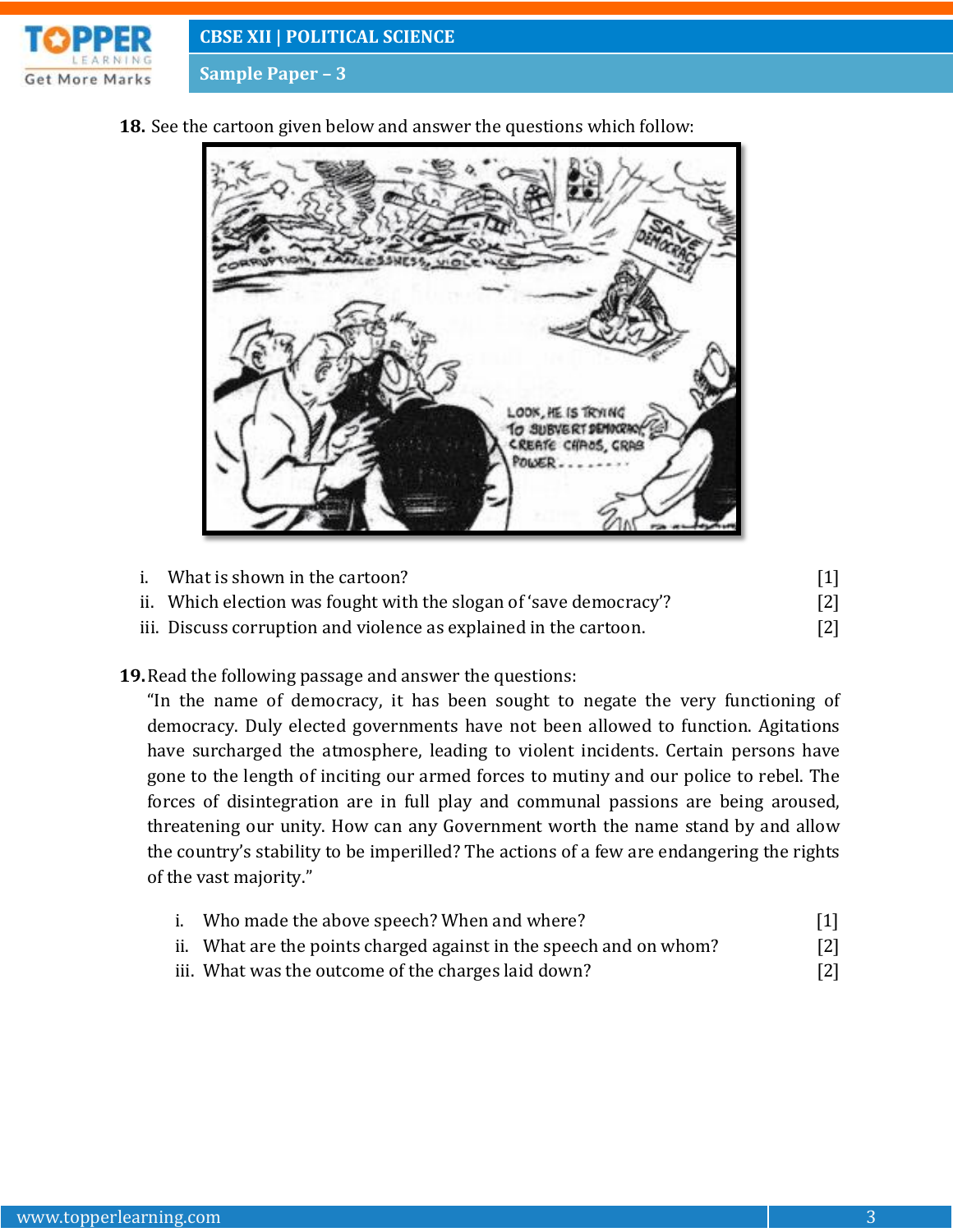**18.** See the cartoon given below and answer the questions which follow:

i. What is shown in the cartoon? [1]

ii. Which election was fought with the slogan of 'save democracy'? [2]

iii. Discuss corruption and violence as explained in the cartoon. [2]

**19.** Read the following passage and answer the questions:

"In the name of democracy, it has been sought to negate the very functioning of democracy. Duly elected governments have not been allowed to function. Agitations have surcharged the atmosphere, leading to violent incidents. Certain persons have gone to the length of inciting our armed forces to mutiny and our police to rebel. The forces of disintegration are in full play and communal passions are being aroused, threatening our unity. How can any Government worth the name stand by and allow the country's stability to be imperilled? The actions of a few are endangering the rights of the vast majority."

i. Who made the above speech? When and where? [1]

ii. What are the points charged against in the speech and on whom? [2]

iii. What was the outcome of the charges laid down? [2]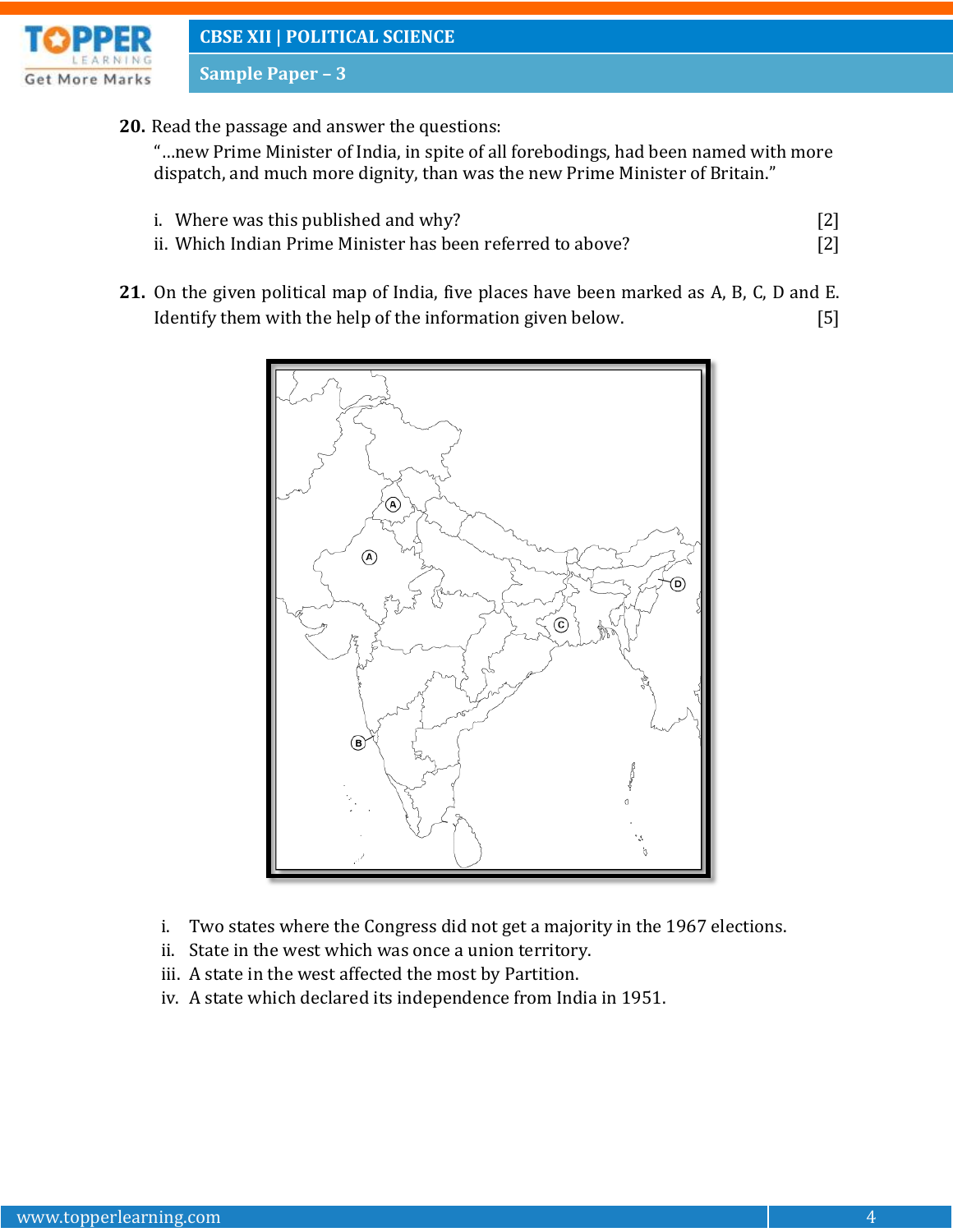**20.** Read the passage and answer the questions:

"…new Prime Minister of India, in spite of all forebodings, had been named with more dispatch, and much more dignity, than was the new Prime Minister of Britain."

i. Where was this published and why? [2]

ii. Which Indian Prime Minister has been referred to above? [2]

**21.** On the given political map of India, five places have been marked as A, B, C, D and E. Identify them with the help of the information given below. [5]

i. Two states where the Congress did not get a majority in the 1967 elections.

ii. State in the west which was once a union territory.

iii. A state in the west affected the most by Partition.

iv. A state which declared its independence from India in 1951.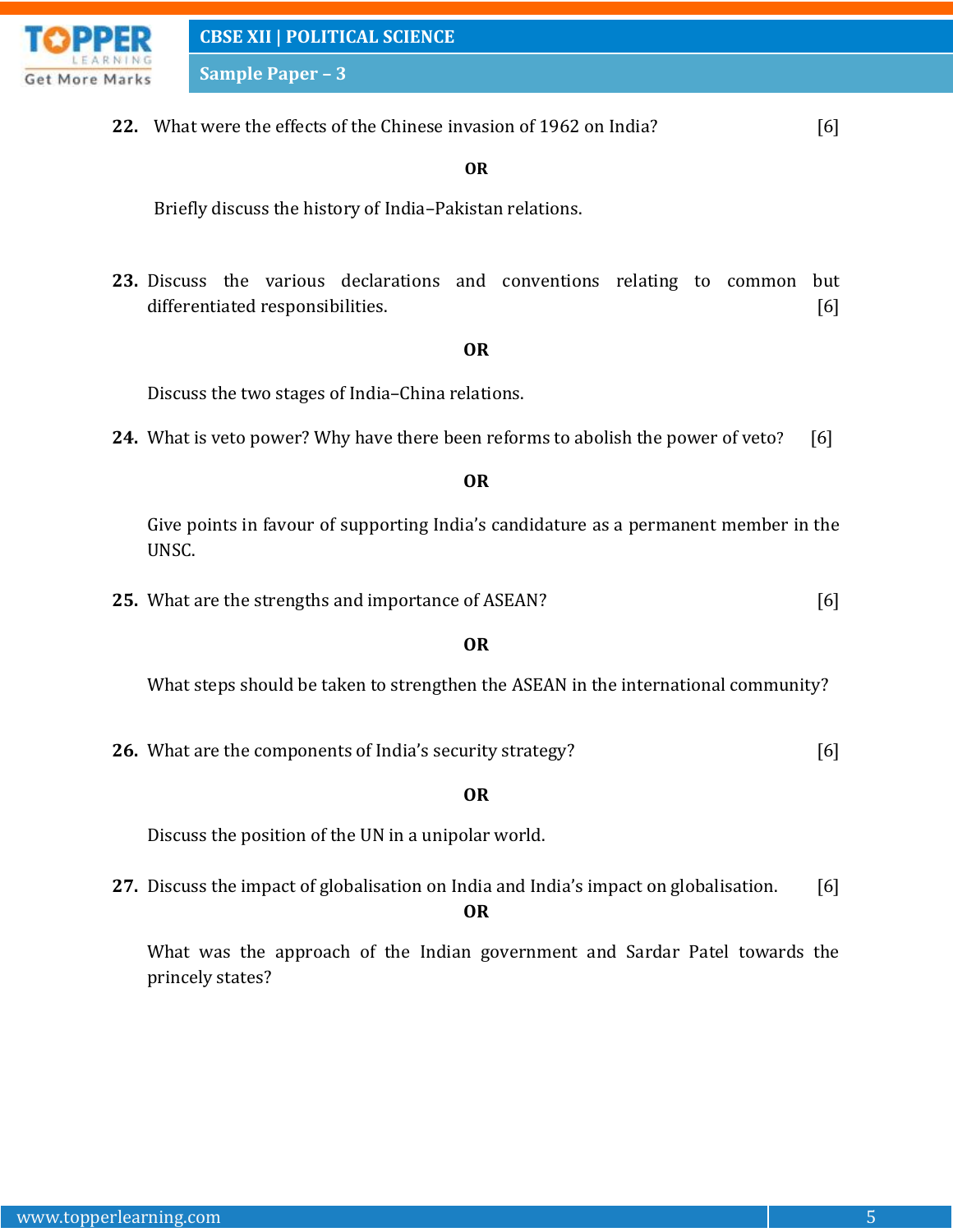**22.** What were the effects of the Chinese invasion of 1962 on India? [6]

**OR**

Briefly discuss the history of India–Pakistan relations.

**23.** Discuss the various declarations and conventions relating to common but differentiated responsibilities. [6]

**OR**

Discuss the two stages of India–China relations.

**24.** What is veto power? Why have there been reforms to abolish the power of veto? [6]

**OR**

Give points in favour of supporting India's candidature as a permanent member in the UNSC.

**25.** What are the strengths and importance of ASEAN? [6]

**OR**

What steps should be taken to strengthen the ASEAN in the international community?

**26.** What are the components of India's security strategy? [6]

**OR**

Discuss the position of the UN in a unipolar world.

**27.** Discuss the impact of globalisation on India and India's impact on globalisation. [6]

**OR**

What was the approach of the Indian government and Sardar Patel towards the princely states?